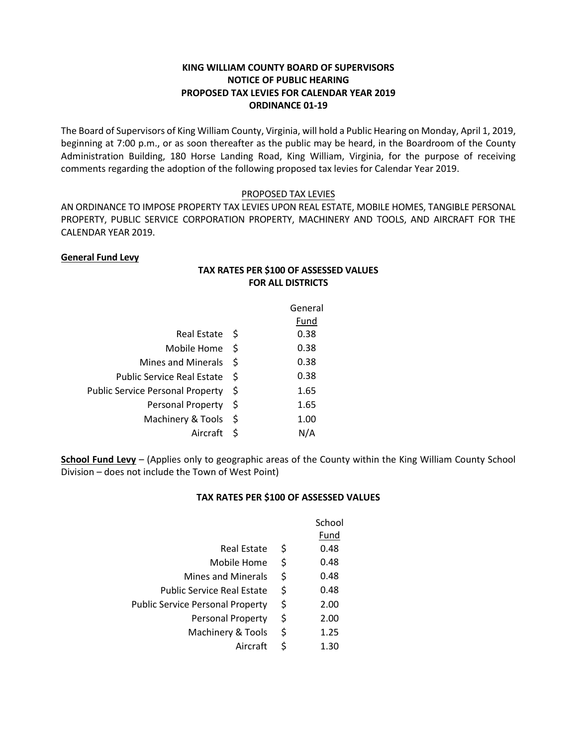**KING WILLIAM COUNTY BOARD OF SUPERVISORS**
**NOTICE OF PUBLIC HEARING**
**PROPOSED TAX LEVIES FOR CALENDAR YEAR 2019**
**ORDINANCE 01-19**

The Board of Supervisors of King William County, Virginia, will hold a Public Hearing on Monday, April 1, 2019, beginning at 7:00 p.m., or as soon thereafter as the public may be heard, in the Boardroom of the County Administration Building, 180 Horse Landing Road, King William, Virginia, for the purpose of receiving comments regarding the adoption of the following proposed tax levies for Calendar Year 2019.

PROPOSED TAX LEVIES

AN ORDINANCE TO IMPOSE PROPERTY TAX LEVIES UPON REAL ESTATE, MOBILE HOMES, TANGIBLE PERSONAL PROPERTY, PUBLIC SERVICE CORPORATION PROPERTY, MACHINERY AND TOOLS, AND AIRCRAFT FOR THE CALENDAR YEAR 2019.

**General Fund Levy**

**TAX RATES PER $100 OF ASSESSED VALUES FOR ALL DISTRICTS**

| | | General Fund |
|---|---|---|
| Real Estate | $ | 0.38 |
| Mobile Home | $ | 0.38 |
| Mines and Minerals | $ | 0.38 |
| Public Service Real Estate | $ | 0.38 |
| Public Service Personal Property | $ | 1.65 |
| Personal Property | $ | 1.65 |
| Machinery & Tools | $ | 1.00 |
| Aircraft | $ | N/A |

**School Fund Levy** – (Applies only to geographic areas of the County within the King William County School Division – does not include the Town of West Point)

**TAX RATES PER $100 OF ASSESSED VALUES**

| | | School Fund |
|---|---|---|
| Real Estate | $ | 0.48 |
| Mobile Home | $ | 0.48 |
| Mines and Minerals | $ | 0.48 |
| Public Service Real Estate | $ | 0.48 |
| Public Service Personal Property | $ | 2.00 |
| Personal Property | $ | 2.00 |
| Machinery & Tools | $ | 1.25 |
| Aircraft | $ | 1.30 |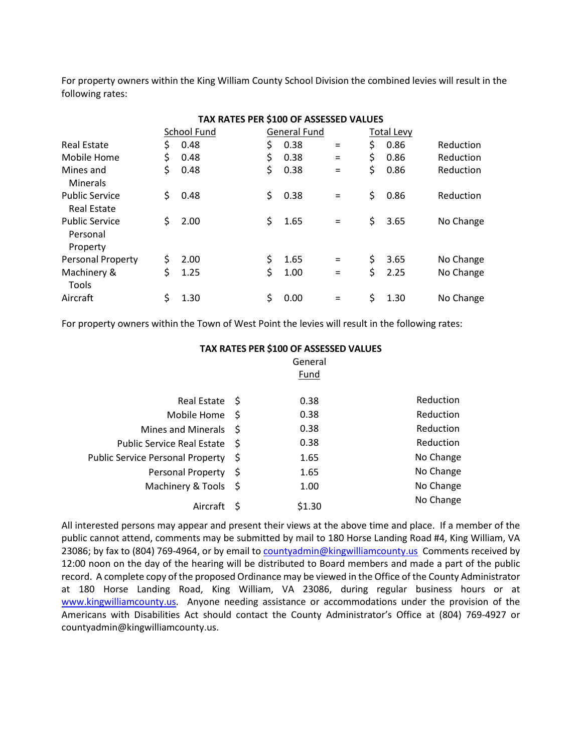For property owners within the King William County School Division the combined levies will result in the following rates:

**TAX RATES PER $100 OF ASSESSED VALUES**

| | School Fund | General Fund | | Total Levy | |
|---|---|---|---|---|---|
| Real Estate | $ 0.48 | $ 0.38 | = | $ 0.86 | Reduction |
| Mobile Home | $ 0.48 | $ 0.38 | = | $ 0.86 | Reduction |
| Mines and Minerals | $ 0.48 | $ 0.38 | = | $ 0.86 | Reduction |
| Public Service Real Estate | $ 0.48 | $ 0.38 | = | $ 0.86 | Reduction |
| Public Service Personal Property | $ 2.00 | $ 1.65 | = | $ 3.65 | No Change |
| Personal Property | $ 2.00 | $ 1.65 | = | $ 3.65 | No Change |
| Machinery & Tools | $ 1.25 | $ 1.00 | = | $ 2.25 | No Change |
| Aircraft | $ 1.30 | $ 0.00 | = | $ 1.30 | No Change |

For property owners within the Town of West Point the levies will result in the following rates:

**TAX RATES PER $100 OF ASSESSED VALUES**

| | | General Fund | |
|---|---|---|---|
| Real Estate | $ | 0.38 | Reduction |
| Mobile Home | $ | 0.38 | Reduction |
| Mines and Minerals | $ | 0.38 | Reduction |
| Public Service Real Estate | $ | 0.38 | Reduction |
| Public Service Personal Property | $ | 1.65 | No Change |
| Personal Property | $ | 1.65 | No Change |
| Machinery & Tools | $ | 1.00 | No Change |
| Aircraft | $ | $1.30 | No Change |

All interested persons may appear and present their views at the above time and place. If a member of the public cannot attend, comments may be submitted by mail to 180 Horse Landing Road #4, King William, VA 23086; by fax to (804) 769-4964, or by email to countyadmin@kingwilliamcounty.us Comments received by 12:00 noon on the day of the hearing will be distributed to Board members and made a part of the public record. A complete copy of the proposed Ordinance may be viewed in the Office of the County Administrator at 180 Horse Landing Road, King William, VA 23086, during regular business hours or at www.kingwilliamcounty.us. Anyone needing assistance or accommodations under the provision of the Americans with Disabilities Act should contact the County Administrator's Office at (804) 769-4927 or countyadmin@kingwilliamcounty.us.